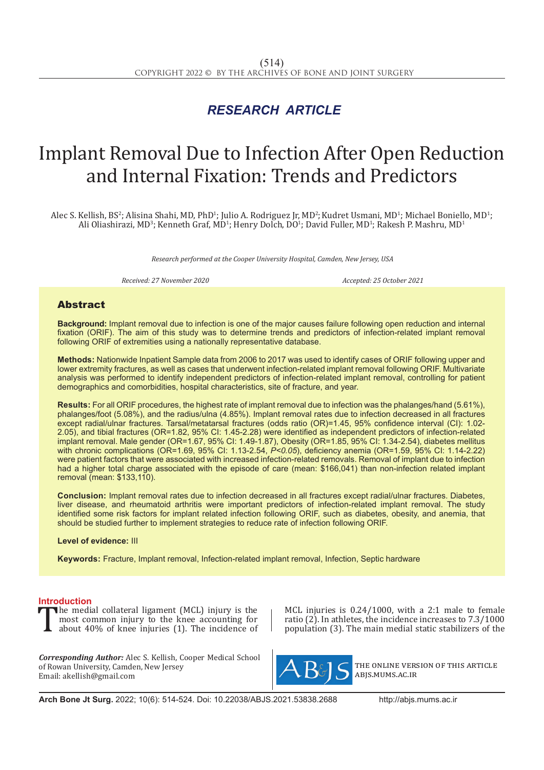## RESEARCH ARTICLE

# Implant Removal Due to Infection After Open Reduction and Internal Fixation: Trends and Predictors

Alec S. Kellish, BS[2]; Alisina Shahi, MD, PhD[1]; Julio A. Rodriguez Jr, MD[2]; Kudret Usmani, MD[1]; Michael Boniello, MD[1]; Ali Oliashirazi, MD[3]; Kenneth Graf, MD[1]; Henry Dolch, DO[1]; David Fuller, MD[1]; Rakesh P. Mashru, MD[1]

*Research performed at the Cooper University Hospital, Camden, New Jersey, USA*

*Received: 27 November 2020* *Accepted: 25 October 2021*

## Abstract

**Background:** Implant removal due to infection is one of the major causes failure following open reduction and internal fixation (ORIF). The aim of this study was to determine trends and predictors of infection-related implant removal following ORIF of extremities using a nationally representative database.

**Methods:** Nationwide Inpatient Sample data from 2006 to 2017 was used to identify cases of ORIF following upper and lower extremity fractures, as well as cases that underwent infection-related implant removal following ORIF. Multivariate analysis was performed to identify independent predictors of infection-related implant removal, controlling for patient demographics and comorbidities, hospital characteristics, site of fracture, and year.

**Results:** For all ORIF procedures, the highest rate of implant removal due to infection was the phalanges/hand (5.61%), phalanges/foot (5.08%), and the radius/ulna (4.85%). Implant removal rates due to infection decreased in all fractures except radial/ulnar fractures. Tarsal/metatarsal fractures (odds ratio (OR)=1.45, 95% confidence interval (CI): 1.02-2.05), and tibial fractures (OR=1.82, 95% CI: 1.45-2.28) were identified as independent predictors of infection-related implant removal. Male gender (OR=1.67, 95% CI: 1.49-1.87), Obesity (OR=1.85, 95% CI: 1.34-2.54), diabetes mellitus with chronic complications (OR=1.69, 95% CI: 1.13-2.54, *P<0.05*), deficiency anemia (OR=1.59, 95% CI: 1.14-2.22) were patient factors that were associated with increased infection-related removals. Removal of implant due to infection had a higher total charge associated with the episode of care (mean: $166,041) than non-infection related implant removal (mean: $133,110).

**Conclusion:** Implant removal rates due to infection decreased in all fractures except radial/ulnar fractures. Diabetes, liver disease, and rheumatoid arthritis were important predictors of infection-related implant removal. The study identified some risk factors for implant related infection following ORIF, such as diabetes, obesity, and anemia, that should be studied further to implement strategies to reduce rate of infection following ORIF.

**Level of evidence:** III

**Keywords:** Fracture, Implant removal, Infection-related implant removal, Infection, Septic hardware

## Introduction

The medial collateral ligament (MCL) injury is the most common injury to the knee accounting for about 40% of knee injuries (1). The incidence of MCL injuries is 0.24/1000, with a 2:1 male to female ratio (2). In athletes, the incidence increases to 7.3/1000 population (3). The main medial static stabilizers of the

***Corresponding Author:*** Alec S. Kellish, Cooper Medical School of Rowan University, Camden, New Jersey
Email: akellish@gmail.com

THE ONLINE VERSION OF THIS ARTICLE ABJS.MUMS.AC.IR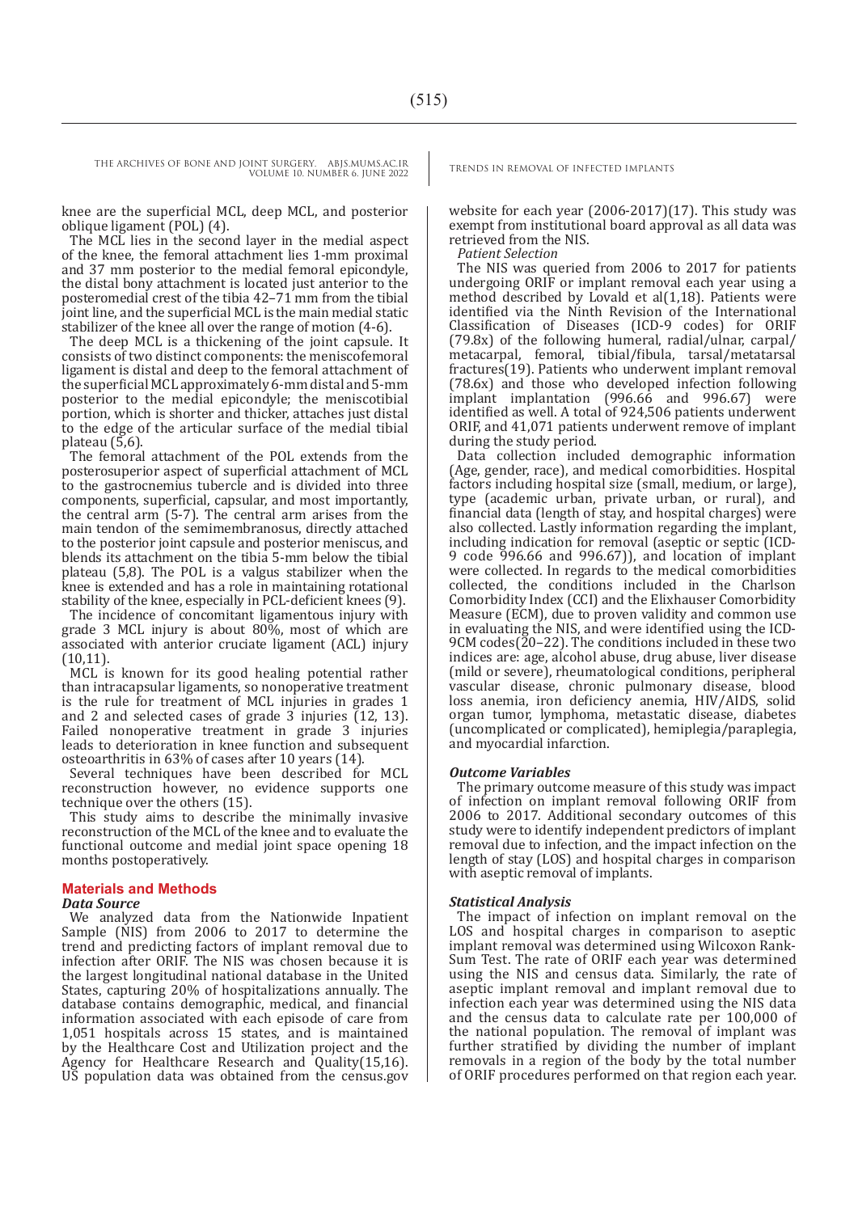knee are the superficial MCL, deep MCL, and posterior oblique ligament (POL) (4).

The MCL lies in the second layer in the medial aspect of the knee, the femoral attachment lies 1-mm proximal and 37 mm posterior to the medial femoral epicondyle, the distal bony attachment is located just anterior to the posteromedial crest of the tibia 42–71 mm from the tibial joint line, and the superficial MCL is the main medial static stabilizer of the knee all over the range of motion (4-6).

The deep MCL is a thickening of the joint capsule. It consists of two distinct components: the meniscofemoral ligament is distal and deep to the femoral attachment of the superficial MCL approximately 6-mm distal and 5-mm posterior to the medial epicondyle; the meniscotibial portion, which is shorter and thicker, attaches just distal to the edge of the articular surface of the medial tibial plateau (5,6).

The femoral attachment of the POL extends from the posterosuperior aspect of superficial attachment of MCL to the gastrocnemius tubercle and is divided into three components, superficial, capsular, and most importantly, the central arm (5-7). The central arm arises from the main tendon of the semimembranosus, directly attached to the posterior joint capsule and posterior meniscus, and blends its attachment on the tibia 5-mm below the tibial plateau (5,8). The POL is a valgus stabilizer when the knee is extended and has a role in maintaining rotational stability of the knee, especially in PCL-deficient knees (9).

The incidence of concomitant ligamentous injury with grade 3 MCL injury is about 80%, most of which are associated with anterior cruciate ligament (ACL) injury (10,11).

MCL is known for its good healing potential rather than intracapsular ligaments, so nonoperative treatment is the rule for treatment of MCL injuries in grades 1 and 2 and selected cases of grade 3 injuries (12, 13). Failed nonoperative treatment in grade 3 injuries leads to deterioration in knee function and subsequent osteoarthritis in 63% of cases after 10 years (14).

Several techniques have been described for MCL reconstruction however, no evidence supports one technique over the others (15).

This study aims to describe the minimally invasive reconstruction of the MCL of the knee and to evaluate the functional outcome and medial joint space opening 18 months postoperatively.

## Materials and Methods

### *Data Source*

We analyzed data from the Nationwide Inpatient Sample (NIS) from 2006 to 2017 to determine the trend and predicting factors of implant removal due to infection after ORIF. The NIS was chosen because it is the largest longitudinal national database in the United States, capturing 20% of hospitalizations annually. The database contains demographic, medical, and financial information associated with each episode of care from 1,051 hospitals across 15 states, and is maintained by the Healthcare Cost and Utilization project and the Agency for Healthcare Research and Quality(15,16). US population data was obtained from the census.gov website for each year (2006-2017)(17). This study was exempt from institutional board approval as all data was retrieved from the NIS.

*Patient Selection*

The NIS was queried from 2006 to 2017 for patients undergoing ORIF or implant removal each year using a method described by Lovald et al(1,18). Patients were identified via the Ninth Revision of the International Classification of Diseases (ICD-9 codes) for ORIF (79.8x) of the following humeral, radial/ulnar, carpal/metacarpal, femoral, tibial/fibula, tarsal/metatarsal fractures(19). Patients who underwent implant removal (78.6x) and those who developed infection following implant implantation (996.66 and 996.67) were identified as well. A total of 924,506 patients underwent ORIF, and 41,071 patients underwent remove of implant during the study period.

Data collection included demographic information (Age, gender, race), and medical comorbidities. Hospital factors including hospital size (small, medium, or large), type (academic urban, private urban, or rural), and financial data (length of stay, and hospital charges) were also collected. Lastly information regarding the implant, including indication for removal (aseptic or septic (ICD-9 code 996.66 and 996.67)), and location of implant were collected. In regards to the medical comorbidities collected, the conditions included in the Charlson Comorbidity Index (CCI) and the Elixhauser Comorbidity Measure (ECM), due to proven validity and common use in evaluating the NIS, and were identified using the ICD-9CM codes(20–22). The conditions included in these two indices are: age, alcohol abuse, drug abuse, liver disease (mild or severe), rheumatological conditions, peripheral vascular disease, chronic pulmonary disease, blood loss anemia, iron deficiency anemia, HIV/AIDS, solid organ tumor, lymphoma, metastatic disease, diabetes (uncomplicated or complicated), hemiplegia/paraplegia, and myocardial infarction.

### *Outcome Variables*

The primary outcome measure of this study was impact of infection on implant removal following ORIF from 2006 to 2017. Additional secondary outcomes of this study were to identify independent predictors of implant removal due to infection, and the impact infection on the length of stay (LOS) and hospital charges in comparison with aseptic removal of implants.

### *Statistical Analysis*

The impact of infection on implant removal on the LOS and hospital charges in comparison to aseptic implant removal was determined using Wilcoxon Rank-Sum Test. The rate of ORIF each year was determined using the NIS and census data. Similarly, the rate of aseptic implant removal and implant removal due to infection each year was determined using the NIS data and the census data to calculate rate per 100,000 of the national population. The removal of implant was further stratified by dividing the number of implant removals in a region of the body by the total number of ORIF procedures performed on that region each year.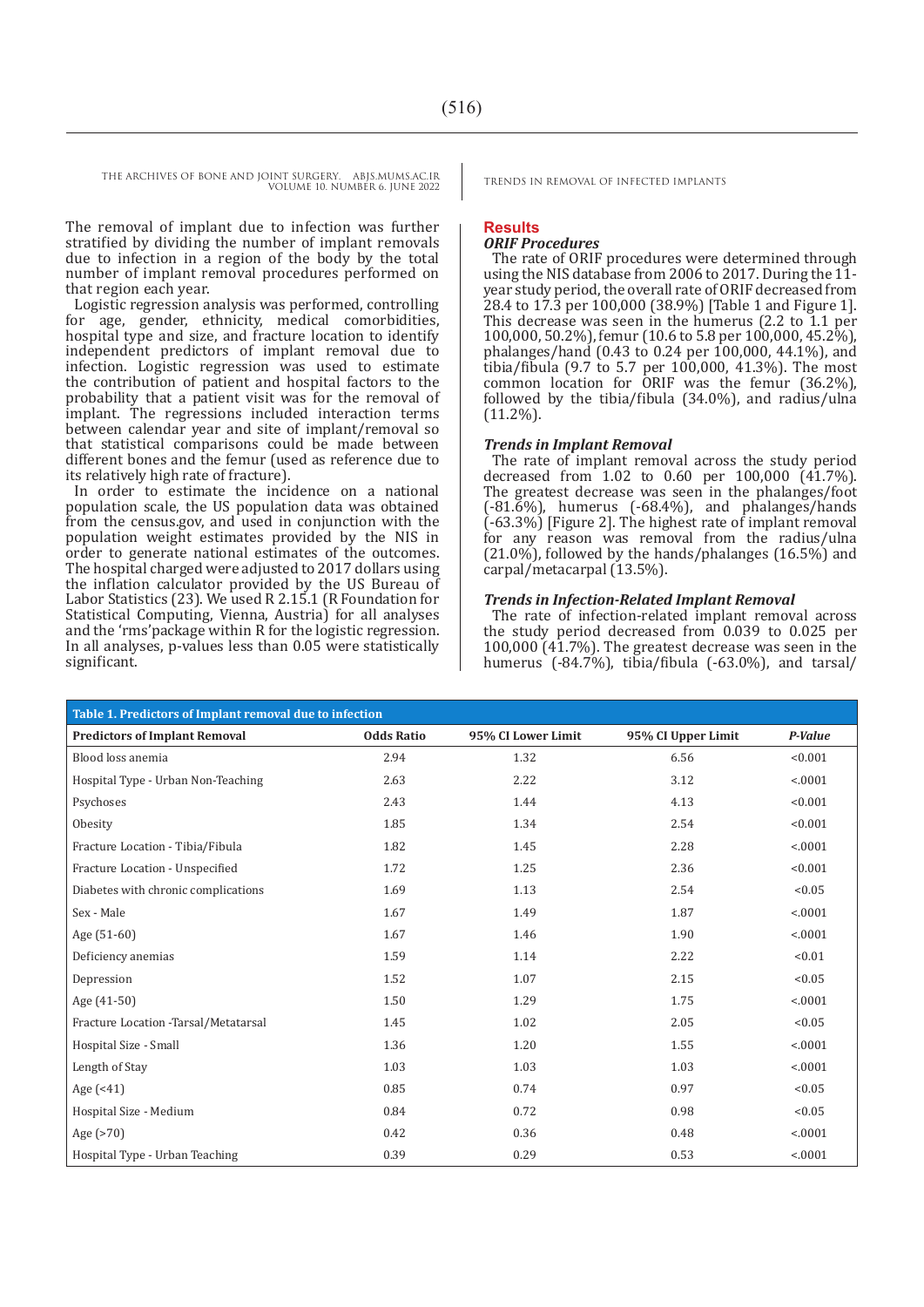The removal of implant due to infection was further stratified by dividing the number of implant removals due to infection in a region of the body by the total number of implant removal procedures performed on that region each year.

Logistic regression analysis was performed, controlling for age, gender, ethnicity, medical comorbidities, hospital type and size, and fracture location to identify independent predictors of implant removal due to infection. Logistic regression was used to estimate the contribution of patient and hospital factors to the probability that a patient visit was for the removal of implant. The regressions included interaction terms between calendar year and site of implant/removal so that statistical comparisons could be made between different bones and the femur (used as reference due to its relatively high rate of fracture).

In order to estimate the incidence on a national population scale, the US population data was obtained from the census.gov, and used in conjunction with the population weight estimates provided by the NIS in order to generate national estimates of the outcomes. The hospital charged were adjusted to 2017 dollars using the inflation calculator provided by the US Bureau of Labor Statistics (23). We used R 2.15.1 (R Foundation for Statistical Computing, Vienna, Austria) for all analyses and the 'rms'package within R for the logistic regression. In all analyses, p-values less than 0.05 were statistically significant.

## Results

### *ORIF Procedures*

The rate of ORIF procedures were determined through using the NIS database from 2006 to 2017. During the 11-year study period, the overall rate of ORIF decreased from 28.4 to 17.3 per 100,000 (38.9%) [Table 1 and Figure 1]. This decrease was seen in the humerus (2.2 to 1.1 per 100,000, 50.2%), femur (10.6 to 5.8 per 100,000, 45.2%), phalanges/hand (0.43 to 0.24 per 100,000, 44.1%), and tibia/fibula (9.7 to 5.7 per 100,000, 41.3%). The most common location for ORIF was the femur (36.2%), followed by the tibia/fibula (34.0%), and radius/ulna (11.2%).

### *Trends in Implant Removal*

The rate of implant removal across the study period decreased from 1.02 to 0.60 per 100,000 (41.7%). The greatest decrease was seen in the phalanges/foot (-81.6%), humerus (-68.4%), and phalanges/hands (-63.3%) [Figure 2]. The highest rate of implant removal for any reason was removal from the radius/ulna (21.0%), followed by the hands/phalanges (16.5%) and carpal/metacarpal (13.5%).

### *Trends in Infection-Related Implant Removal*

The rate of infection-related implant removal across the study period decreased from 0.039 to 0.025 per 100,000 (41.7%). The greatest decrease was seen in the humerus (-84.7%), tibia/fibula (-63.0%), and tarsal/

**Table 1. Predictors of Implant removal due to infection**

| Predictors of Implant Removal | Odds Ratio | 95% CI Lower Limit | 95% CI Upper Limit | *P-Value* |
|---|---|---|---|---|
| Blood loss anemia | 2.94 | 1.32 | 6.56 | <0.001 |
| Hospital Type - Urban Non-Teaching | 2.63 | 2.22 | 3.12 | <.0001 |
| Psychoses | 2.43 | 1.44 | 4.13 | <0.001 |
| Obesity | 1.85 | 1.34 | 2.54 | <0.001 |
| Fracture Location - Tibia/Fibula | 1.82 | 1.45 | 2.28 | <.0001 |
| Fracture Location - Unspecified | 1.72 | 1.25 | 2.36 | <0.001 |
| Diabetes with chronic complications | 1.69 | 1.13 | 2.54 | <0.05 |
| Sex - Male | 1.67 | 1.49 | 1.87 | <.0001 |
| Age (51-60) | 1.67 | 1.46 | 1.90 | <.0001 |
| Deficiency anemias | 1.59 | 1.14 | 2.22 | <0.01 |
| Depression | 1.52 | 1.07 | 2.15 | <0.05 |
| Age (41-50) | 1.50 | 1.29 | 1.75 | <.0001 |
| Fracture Location -Tarsal/Metatarsal | 1.45 | 1.02 | 2.05 | <0.05 |
| Hospital Size - Small | 1.36 | 1.20 | 1.55 | <.0001 |
| Length of Stay | 1.03 | 1.03 | 1.03 | <.0001 |
| Age (<41) | 0.85 | 0.74 | 0.97 | <0.05 |
| Hospital Size - Medium | 0.84 | 0.72 | 0.98 | <0.05 |
| Age (>70) | 0.42 | 0.36 | 0.48 | <.0001 |
| Hospital Type - Urban Teaching | 0.39 | 0.29 | 0.53 | <.0001 |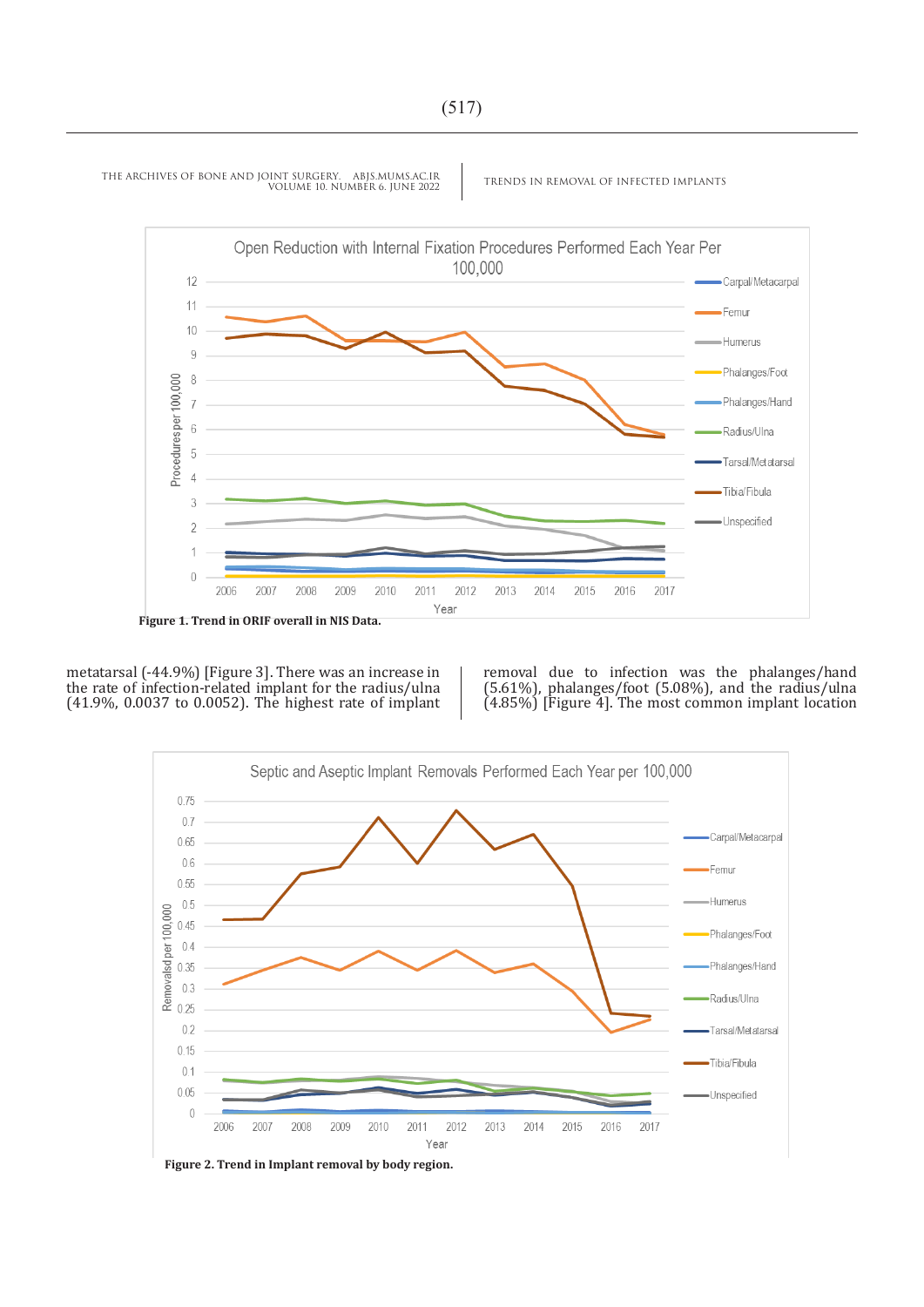Figure 1. Trend in ORIF overall in NIS Data.

metatarsal (-44.9%) [Figure 3]. There was an increase in the rate of infection-related implant for the radius/ulna (41.9%, 0.0037 to 0.0052). The highest rate of implant removal due to infection was the phalanges/hand (5.61%), phalanges/foot (5.08%), and the radius/ulna (4.85%) [Figure 4]. The most common implant location

Figure 2. Trend in Implant removal by body region.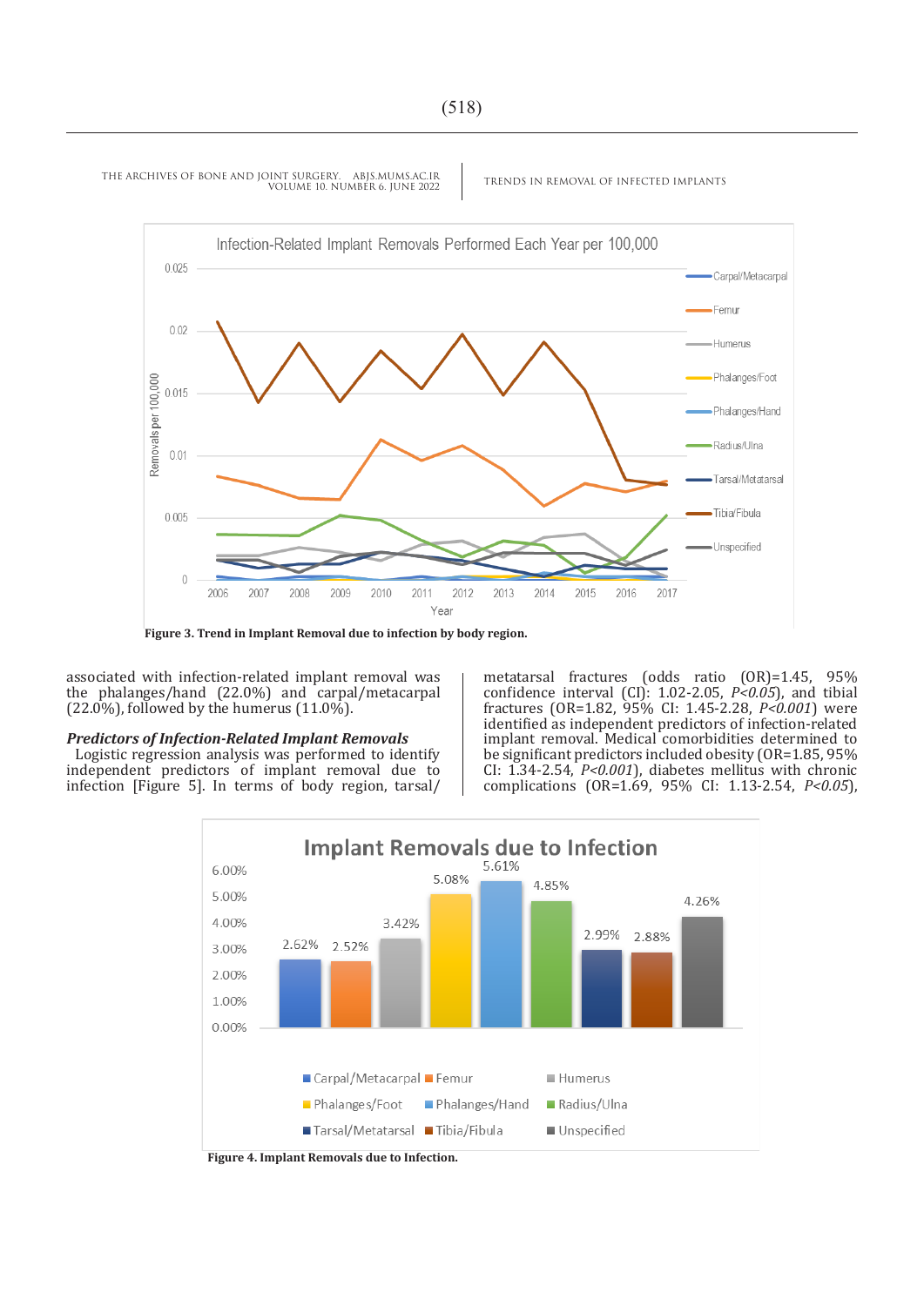Figure 3. Trend in Implant Removal due to infection by body region.

associated with infection-related implant removal was the phalanges/hand (22.0%) and carpal/metacarpal (22.0%), followed by the humerus (11.0%).

***Predictors of Infection-Related Implant Removals***

Logistic regression analysis was performed to identify independent predictors of implant removal due to infection [Figure 5]. In terms of body region, tarsal/metatarsal fractures (odds ratio (OR)=1.45, 95% confidence interval (CI): 1.02-2.05, *P<0.05*), and tibial fractures (OR=1.82, 95% CI: 1.45-2.28, *P<0.001*) were identified as independent predictors of infection-related implant removal. Medical comorbidities determined to be significant predictors included obesity (OR=1.85, 95% CI: 1.34-2.54, *P<0.001*), diabetes mellitus with chronic complications (OR=1.69, 95% CI: 1.13-2.54, *P<0.05*),

Figure 4. Implant Removals due to Infection.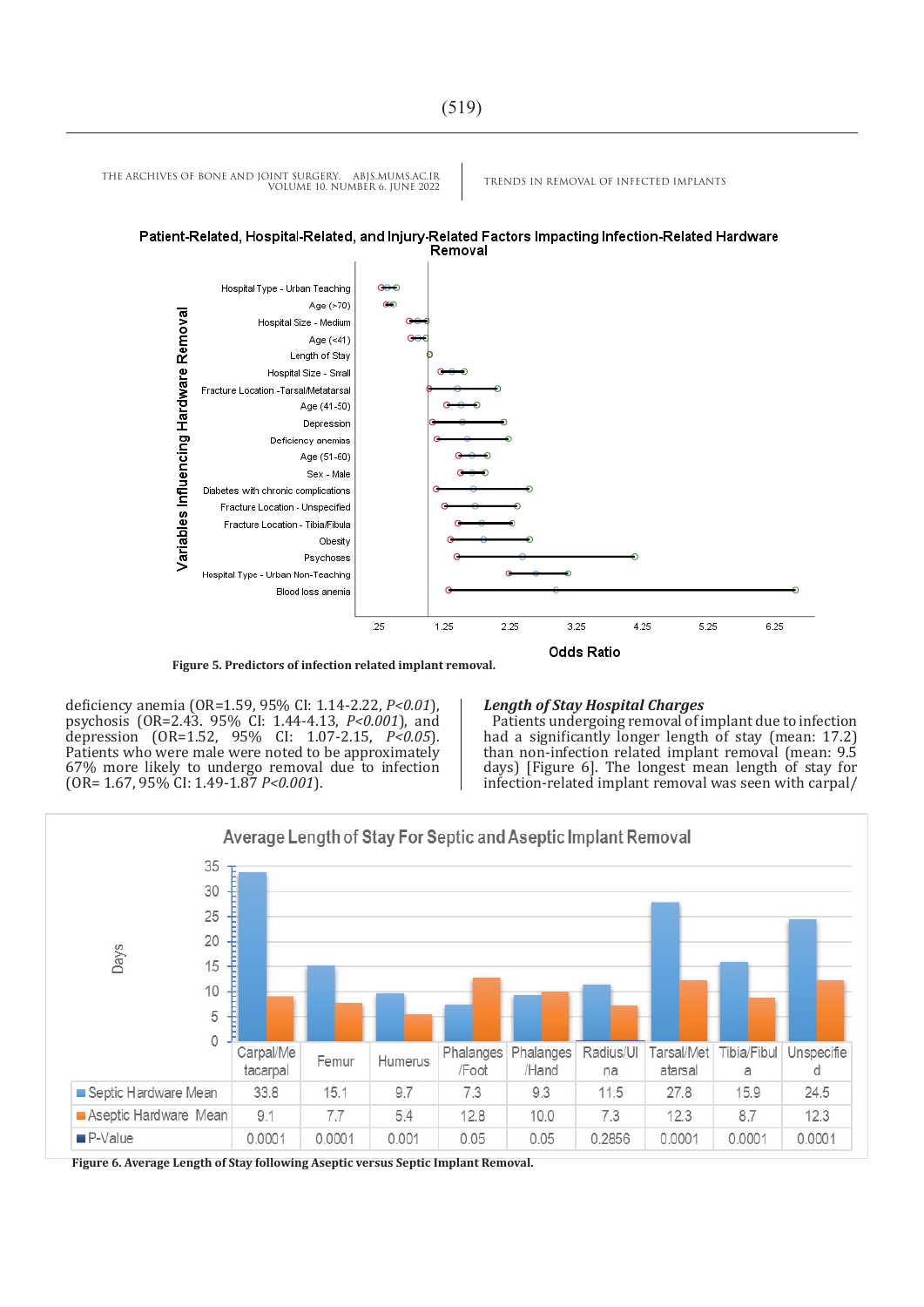Patient-Related, Hospital-Related, and Injury-Related Factors Impacting Infection-Related Hardware Removal

**Figure 5. Predictors of infection related implant removal.**

deficiency anemia (OR=1.59, 95% CI: 1.14-2.22, *P<0.01*), psychosis (OR=2.43. 95% CI: 1.44-4.13, *P<0.001*), and depression (OR=1.52, 95% CI: 1.07-2.15, *P<0.05*). Patients who were male were noted to be approximately 67% more likely to undergo removal due to infection (OR= 1.67, 95% CI: 1.49-1.87 *P<0.001*).

### *Length of Stay Hospital Charges*

Patients undergoing removal of implant due to infection had a significantly longer length of stay (mean: 17.2) than non-infection related implant removal (mean: 9.5 days) [Figure 6]. The longest mean length of stay for infection-related implant removal was seen with carpal/

Average Length of Stay For Septic and Aseptic Implant Removal

| | Carpal/Metacarpal | Femur | Humerus | Phalanges/Foot | Phalanges/Hand | Radius/Ulna | Tarsal/Metatarsal | Tibia/Fibula | Unspecified |
|---|---|---|---|---|---|---|---|---|---|
| Septic Hardware Mean | 33.8 | 15.1 | 9.7 | 7.3 | 9.3 | 11.5 | 27.8 | 15.9 | 24.5 |
| Aseptic Hardware Mean | 9.1 | 7.7 | 5.4 | 12.8 | 10.0 | 7.3 | 12.3 | 8.7 | 12.3 |
| P-Value | 0.0001 | 0.0001 | 0.001 | 0.05 | 0.05 | 0.2856 | 0.0001 | 0.0001 | 0.0001 |

**Figure 6. Average Length of Stay following Aseptic versus Septic Implant Removal.**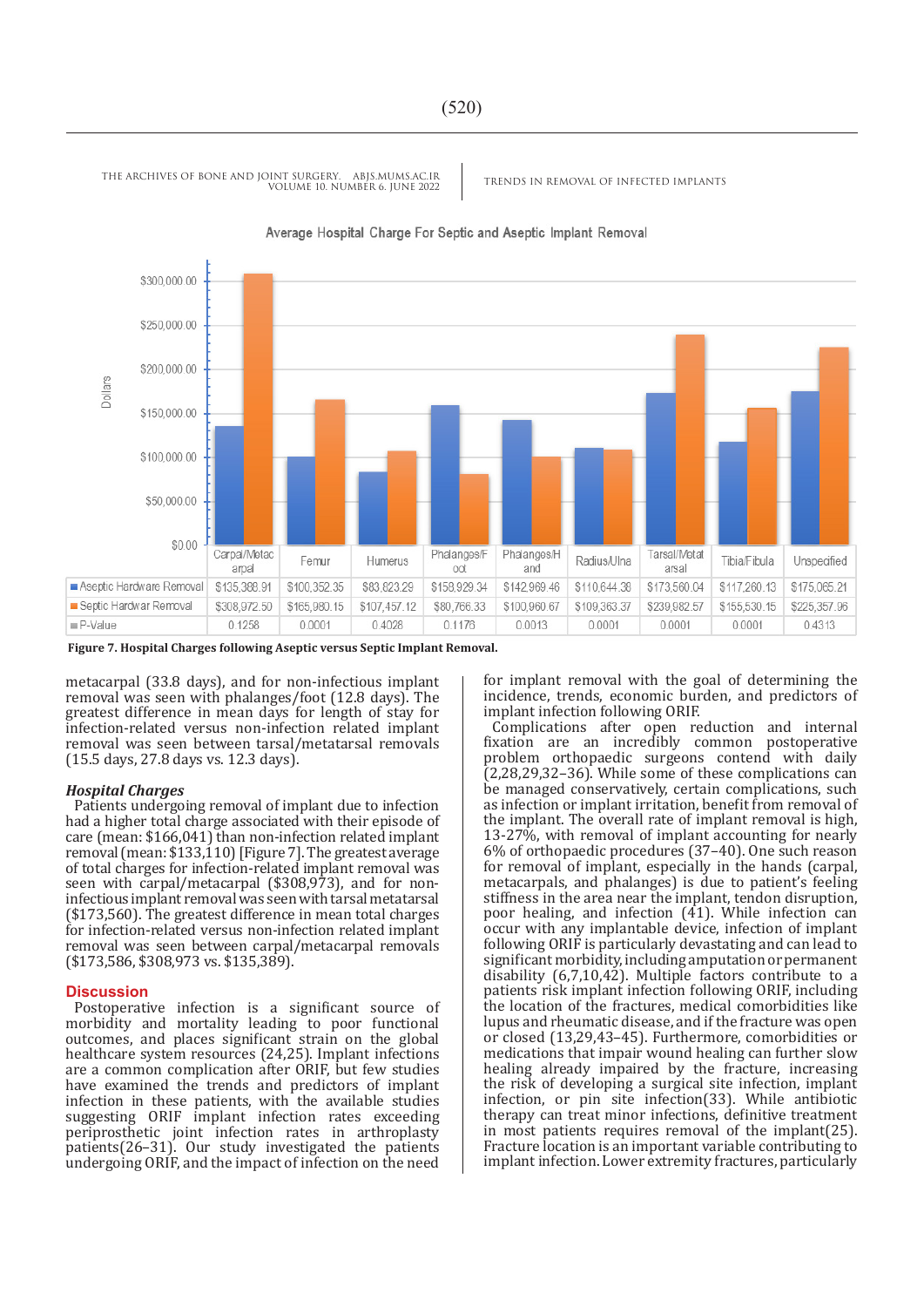Average Hospital Charge For Septic and Aseptic Implant Removal

| | Carpal/Metacarpal | Femur | Humerus | Phalanges/Foot | Phalanges/Hand | Radius/Ulna | Tarsal/Metatarsal | Tibia/Fibula | Unspecified |
|---|---|---|---|---|---|---|---|---|---|
| Aseptic Hardware Removal | $135,388.91 | $100,352.35 | $83,823.29 | $158,929.34 | $142,969.46 | $110,644.38 | $173,560.04 | $117,260.13 | $175,065.21 |
| Septic Hardwar Removal | $308,972.50 | $165,980.15 | $107,457.12 | $80,766.33 | $100,960.67 | $109,363.37 | $239,982.57 | $155,530.15 | $225,357.96 |
| P-Value | 0.1258 | 0.0001 | 0.4028 | 0.1176 | 0.0013 | 0.0001 | 0.0001 | 0.0001 | 0.4313 |

**Figure 7. Hospital Charges following Aseptic versus Septic Implant Removal.**

metacarpal (33.8 days), and for non-infectious implant removal was seen with phalanges/foot (12.8 days). The greatest difference in mean days for length of stay for infection-related versus non-infection related implant removal was seen between tarsal/metatarsal removals (15.5 days, 27.8 days vs. 12.3 days).

### *Hospital Charges*

Patients undergoing removal of implant due to infection had a higher total charge associated with their episode of care (mean: $166,041) than non-infection related implant removal (mean: $133,110) [Figure 7]. The greatest average of total charges for infection-related implant removal was seen with carpal/metacarpal ($308,973), and for non-infectious implant removal was seen with tarsal metatarsal ($173,560). The greatest difference in mean total charges for infection-related versus non-infection related implant removal was seen between carpal/metacarpal removals ($173,586, $308,973 vs. $135,389).

## Discussion

Postoperative infection is a significant source of morbidity and mortality leading to poor functional outcomes, and places significant strain on the global healthcare system resources (24,25). Implant infections are a common complication after ORIF, but few studies have examined the trends and predictors of implant infection in these patients, with the available studies suggesting ORIF implant infection rates exceeding periprosthetic joint infection rates in arthroplasty patients(26–31). Our study investigated the patients undergoing ORIF, and the impact of infection on the need for implant removal with the goal of determining the incidence, trends, economic burden, and predictors of implant infection following ORIF.

Complications after open reduction and internal fixation are an incredibly common postoperative problem orthopaedic surgeons contend with daily (2,28,29,32–36). While some of these complications can be managed conservatively, certain complications, such as infection or implant irritation, benefit from removal of the implant. The overall rate of implant removal is high, 13-27%, with removal of the implant accounting for nearly 6% of orthopaedic procedures (37–40). One such reason for removal of implant, especially in the hands (carpal, metacarpals, and phalanges) is due to patient's feeling stiffness in the area near the implant, tendon disruption, poor healing, and infection (41). While infection can occur with any implantable device, infection of implant following ORIF is particularly devastating and can lead to significant morbidity, including amputation or permanent disability (6,7,10,42). Multiple factors contribute to a patients risk implant infection following ORIF, including the location of the fractures, medical comorbidities like lupus and rheumatic disease, and if the fracture was open or closed (13,29,43–45). Furthermore, comorbidities or medications that impair wound healing can further slow healing already impaired by the fracture, increasing the risk of developing a surgical site infection, implant infection, or pin site infection(33). While antibiotic therapy can treat minor infections, definitive treatment in most patients requires removal of the implant(25). Fracture location is an important variable contributing to implant infection. Lower extremity fractures, particularly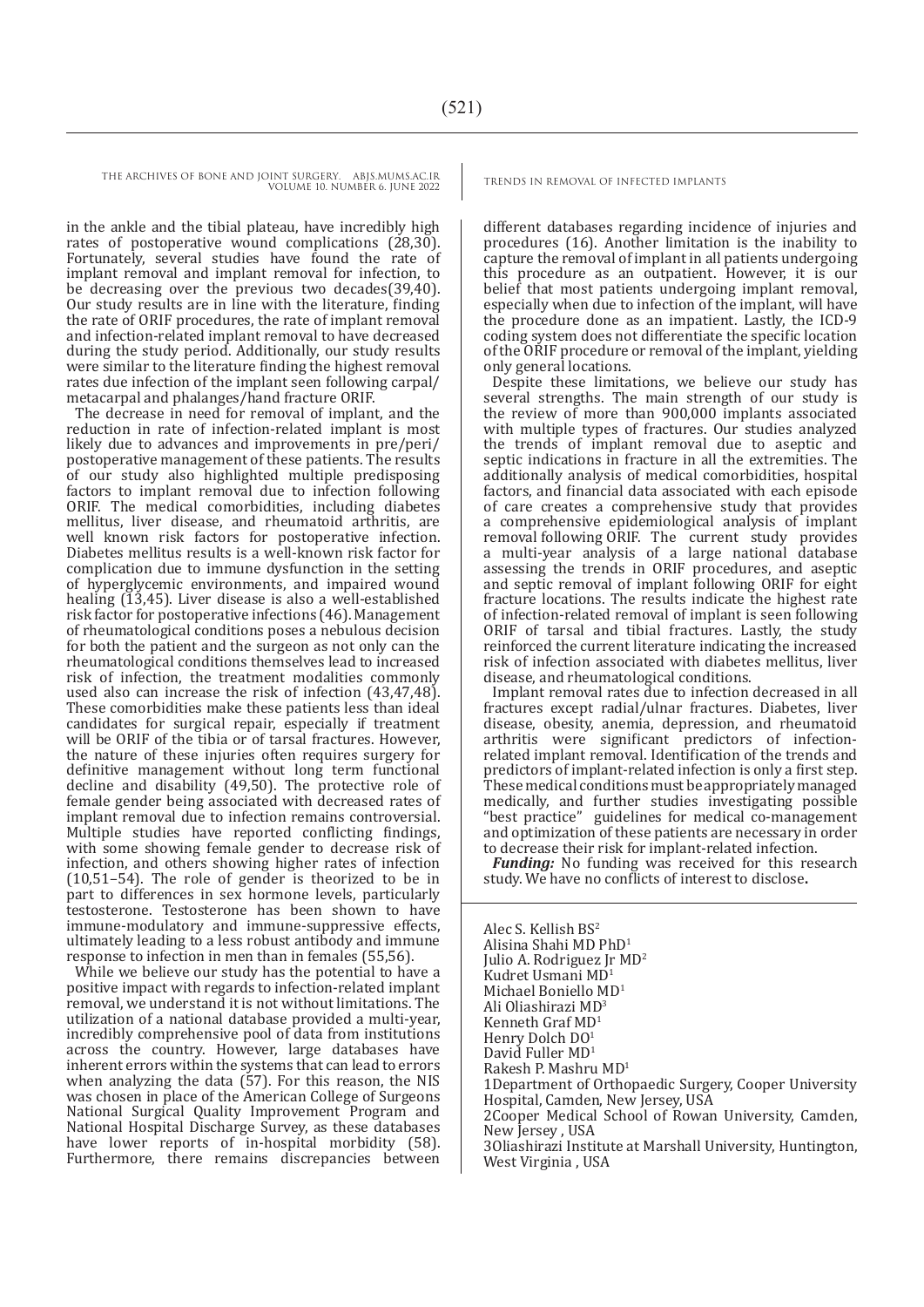in the ankle and the tibial plateau, have incredibly high rates of postoperative wound complications (28,30). Fortunately, several studies have found the rate of implant removal and implant removal for infection, to be decreasing over the previous two decades(39,40). Our study results are in line with the literature, finding the rate of ORIF procedures, the rate of implant removal and infection-related implant removal to have decreased during the study period. Additionally, our study results were similar to the literature finding the highest removal rates due infection of the implant seen following carpal/metacarpal and phalanges/hand fracture ORIF.

The decrease in need for removal of implant, and the reduction in rate of infection-related implant is most likely due to advances and improvements in pre/peri/postoperative management of these patients. The results of our study also highlighted multiple predisposing factors to implant removal due to infection following ORIF. The medical comorbidities, including diabetes mellitus, liver disease, and rheumatoid arthritis, are well known risk factors for postoperative infection. Diabetes mellitus results is a well-known risk factor for complication due to immune dysfunction in the setting of hyperglycemic environments, and impaired wound healing (13,45). Liver disease is also a well-established risk factor for postoperative infections (46). Management of rheumatological conditions poses a nebulous decision for both the patient and the surgeon as not only can the rheumatological conditions themselves lead to increased risk of infection, the treatment modalities commonly used also can increase the risk of infection (43,47,48). These comorbidities make these patients less than ideal candidates for surgical repair, especially if treatment will be ORIF of the tibia or of tarsal fractures. However, the nature of these injuries often requires surgery for definitive management without long term functional decline and disability (49,50). The protective role of female gender being associated with decreased rates of implant removal due to infection remains controversial. Multiple studies have reported conflicting findings, with some showing female gender to decrease risk of infection, and others showing higher rates of infection (10,51–54). The role of gender is theorized to be in part to differences in sex hormone levels, particularly testosterone. Testosterone has been shown to have immune-modulatory and immune-suppressive effects, ultimately leading to a less robust antibody and immune response to infection in men than in females (55,56).

While we believe our study has the potential to have a positive impact with regards to infection-related implant removal, we understand it is not without limitations. The utilization of a national database provided a multi-year, incredibly comprehensive pool of data from institutions across the country. However, large databases have inherent errors within the systems that can lead to errors when analyzing the data (57). For this reason, the NIS was chosen in place of the American College of Surgeons National Surgical Quality Improvement Program and National Hospital Discharge Survey, as these databases have lower reports of in-hospital morbidity (58). Furthermore, there remains discrepancies between different databases regarding incidence of injuries and procedures (16). Another limitation is the inability to capture the removal of implant in all patients undergoing this procedure as an outpatient. However, it is our belief that most patients undergoing implant removal, especially when due to infection of the implant, will have the procedure done as an inpatient. Lastly, the ICD-9 coding system does not differentiate the specific location of the ORIF procedure or removal of the implant, yielding only general locations.

Despite these limitations, we believe our study has several strengths. The main strength of our study is the review of more than 900,000 implants associated with multiple types of fractures. Our studies analyzed the trends of implant removal due to aseptic and septic indications in fracture in all the extremities. The additionally analysis of medical comorbidities, hospital factors, and financial data associated with each episode of care creates a comprehensive study that provides a comprehensive epidemiological analysis of implant removal following ORIF. The current study provides a multi-year analysis of a large national database assessing the trends in ORIF procedures, and aseptic and septic removal of implant following ORIF for eight fracture locations. The results indicate the highest rate of infection-related removal of implant is seen following ORIF of tarsal and tibial fractures. Lastly, the study reinforced the current literature indicating the increased risk of infection associated with diabetes mellitus, liver disease, and rheumatological conditions.

Implant removal rates due to infection decreased in all fractures except radial/ulnar fractures. Diabetes, liver disease, obesity, anemia, depression, and rheumatoid arthritis were significant predictors of infection-related implant removal. Identification of the trends and predictors of implant-related infection is only a first step. These medical conditions must be appropriately managed medically, and further studies investigating possible "best practice" guidelines for medical co-management and optimization of these patients are necessary in order to decrease their risk for implant-related infection.

***Funding:*** No funding was received for this research study. We have no conflicts of interest to disclose**.**

Alec S. Kellish BS[2]
Alisina Shahi MD PhD[1]
Julio A. Rodriguez Jr MD[2]
Kudret Usmani MD[1]
Michael Boniello MD[1]
Ali Oliashirazi MD[3]
Kenneth Graf MD[1]
Henry Dolch DO[1]
David Fuller MD[1]
Rakesh P. Mashru MD[1]
1Department of Orthopaedic Surgery, Cooper University Hospital, Camden, New Jersey, USA
2Cooper Medical School of Rowan University, Camden, New Jersey , USA
3Oliashirazi Institute at Marshall University, Huntington, West Virginia , USA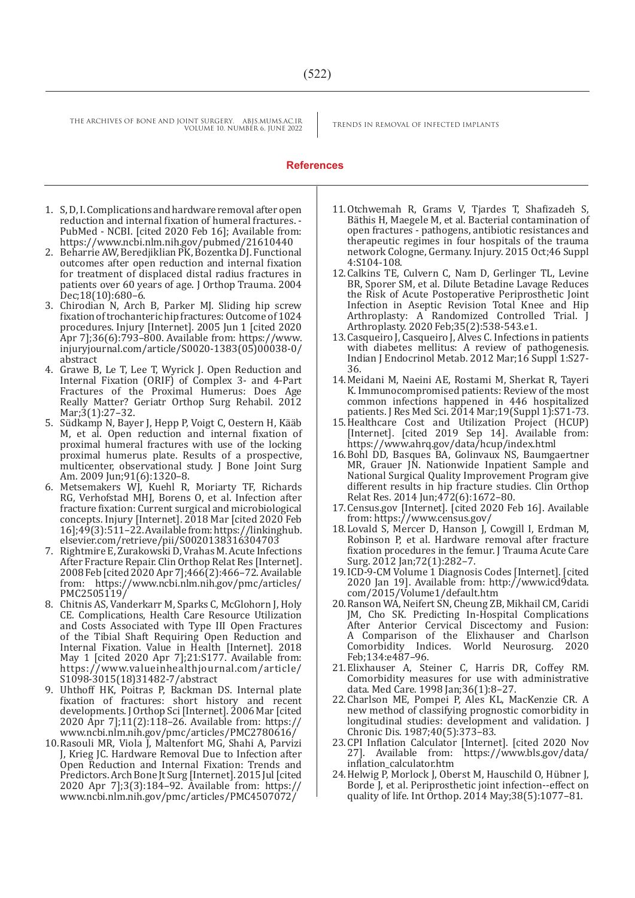## References

1. S, D, I. Complications and hardware removal after open reduction and internal fixation of humeral fractures. - PubMed - NCBI. [cited 2020 Feb 16]; Available from: https://www.ncbi.nlm.nih.gov/pubmed/21610440
2. Beharrie AW, Beredjiklian PK, Bozentka DJ. Functional outcomes after open reduction and internal fixation for treatment of displaced distal radius fractures in patients over 60 years of age. J Orthop Trauma. 2004 Dec;18(10):680–6.
3. Chirodian N, Arch B, Parker MJ. Sliding hip screw fixation of trochanteric hip fractures: Outcome of 1024 procedures. Injury [Internet]. 2005 Jun 1 [cited 2020 Apr 7];36(6):793–800. Available from: https://www.injuryjournal.com/article/S0020-1383(05)00038-0/abstract
4. Grawe B, Le T, Lee T, Wyrick J. Open Reduction and Internal Fixation (ORIF) of Complex 3- and 4-Part Fractures of the Proximal Humerus: Does Age Really Matter? Geriatr Orthop Surg Rehabil. 2012 Mar;3(1):27–32.
5. Südkamp N, Bayer J, Hepp P, Voigt C, Oestern H, Kääb M, et al. Open reduction and internal fixation of proximal humeral fractures with use of the locking proximal humerus plate. Results of a prospective, multicenter, observational study. J Bone Joint Surg Am. 2009 Jun;91(6):1320–8.
6. Metsemakers WJ, Kuehl R, Moriarty TF, Richards RG, Verhofstad MHJ, Borens O, et al. Infection after fracture fixation: Current surgical and microbiological concepts. Injury [Internet]. 2018 Mar [cited 2020 Feb 16];49(3):511–22. Available from: https://linkinghub.elsevier.com/retrieve/pii/S0020138316304703
7. Rightmire E, Zurakowski D, Vrahas M. Acute Infections After Fracture Repair. Clin Orthop Relat Res [Internet]. 2008 Feb [cited 2020 Apr 7];466(2):466–72. Available from: https://www.ncbi.nlm.nih.gov/pmc/articles/PMC2505119/
8. Chitnis AS, Vanderkarr M, Sparks C, McGlohorn J, Holy CE. Complications, Health Care Resource Utilization and Costs Associated with Type III Open Fractures of the Tibial Shaft Requiring Open Reduction and Internal Fixation. Value in Health [Internet]. 2018 May 1 [cited 2020 Apr 7];21:S177. Available from: https://www.valueinhealthjournal.com/article/S1098-3015(18)31482-7/abstract
9. Uhthoff HK, Poitras P, Backman DS. Internal plate fixation of fractures: short history and recent developments. J Orthop Sci [Internet]. 2006 Mar [cited 2020 Apr 7];11(2):118–26. Available from: https://www.ncbi.nlm.nih.gov/pmc/articles/PMC2780616/
10. Rasouli MR, Viola J, Maltenfort MG, Shahi A, Parvizi J, Krieg JC. Hardware Removal Due to Infection after Open Reduction and Internal Fixation: Trends and Predictors. Arch Bone Jt Surg [Internet]. 2015 Jul [cited 2020 Apr 7];3(3):184–92. Available from: https://www.ncbi.nlm.nih.gov/pmc/articles/PMC4507072/
11. Otchwemah R, Grams V, Tjardes T, Shafizadeh S, Bäthis H, Maegele M, et al. Bacterial contamination of open fractures - pathogens, antibiotic resistances and therapeutic regimes in four hospitals of the trauma network Cologne, Germany. Injury. 2015 Oct;46 Suppl 4:S104-108.
12. Calkins TE, Culvern C, Nam D, Gerlinger TL, Levine BR, Sporer SM, et al. Dilute Betadine Lavage Reduces the Risk of Acute Postoperative Periprosthetic Joint Infection in Aseptic Revision Total Knee and Hip Arthroplasty: A Randomized Controlled Trial. J Arthroplasty. 2020 Feb;35(2):538-543.e1.
13. Casqueiro J, Casqueiro J, Alves C. Infections in patients with diabetes mellitus: A review of pathogenesis. Indian J Endocrinol Metab. 2012 Mar;16 Suppl 1:S27-36.
14. Meidani M, Naeini AE, Rostami M, Sherkat R, Tayeri K. Immunocompromised patients: Review of the most common infections happened in 446 hospitalized patients. J Res Med Sci. 2014 Mar;19(Suppl 1):S71-73.
15. Healthcare Cost and Utilization Project (HCUP) [Internet]. [cited 2019 Sep 14]. Available from: https://www.ahrq.gov/data/hcup/index.html
16. Bohl DD, Basques BA, Golinvaux NS, Baumgaertner MR, Grauer JN. Nationwide Inpatient Sample and National Surgical Quality Improvement Program give different results in hip fracture studies. Clin Orthop Relat Res. 2014 Jun;472(6):1672–80.
17. Census.gov [Internet]. [cited 2020 Feb 16]. Available from: https://www.census.gov/
18. Lovald S, Mercer D, Hanson J, Cowgill I, Erdman M, Robinson P, et al. Hardware removal after fracture fixation procedures in the femur. J Trauma Acute Care Surg. 2012 Jan;72(1):282–7.
19. ICD-9-CM Volume 1 Diagnosis Codes [Internet]. [cited 2020 Jan 19]. Available from: http://www.icd9data.com/2015/Volume1/default.htm
20. Ranson WA, Neifert SN, Cheung ZB, Mikhail CM, Caridi JM, Cho SK. Predicting In-Hospital Complications After Anterior Cervical Discectomy and Fusion: A Comparison of the Elixhauser and Charlson Comorbidity Indices. World Neurosurg. 2020 Feb;134:e487–96.
21. Elixhauser A, Steiner C, Harris DR, Coffey RM. Comorbidity measures for use with administrative data. Med Care. 1998 Jan;36(1):8–27.
22. Charlson ME, Pompei P, Ales KL, MacKenzie CR. A new method of classifying prognostic comorbidity in longitudinal studies: development and validation. J Chronic Dis. 1987;40(5):373–83.
23. CPI Inflation Calculator [Internet]. [cited 2020 Nov 27]. Available from: https://www.bls.gov/data/inflation_calculator.htm
24. Helwig P, Morlock J, Oberst M, Hauschild O, Hübner J, Borde J, et al. Periprosthetic joint infection--effect on quality of life. Int Orthop. 2014 May;38(5):1077–81.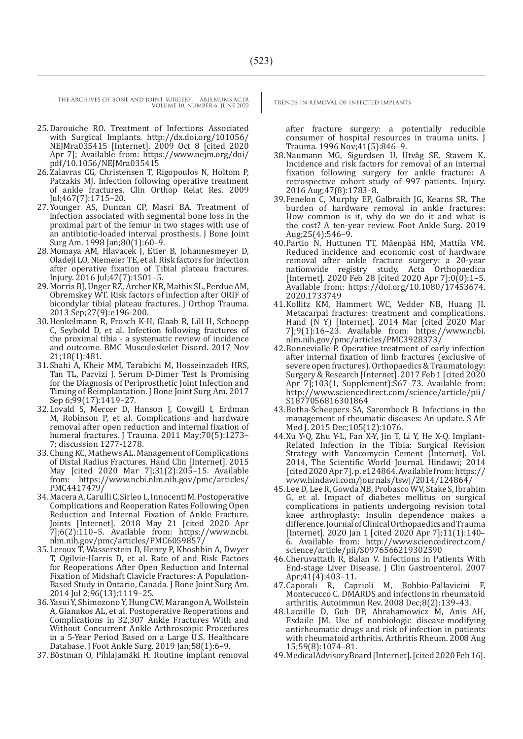25. Darouiche RO. Treatment of Infections Associated with Surgical Implants. http://dx.doi.org/101056/NEJMra035415 [Internet]. 2009 Oct 8 [cited 2020 Apr 7]; Available from: https://www.nejm.org/doi/pdf/10.1056/NEJMra035415
26. Zalavras CG, Christensen T, Rigopoulos N, Holtom P, Patzakis MJ. Infection following operative treatment of ankle fractures. Clin Orthop Relat Res. 2009 Jul;467(7):1715–20.
27. Younger AS, Duncan CP, Masri BA. Treatment of infection associated with segmental bone loss in the proximal part of the femur in two stages with use of an antibiotic-loaded interval prosthesis. J Bone Joint Surg Am. 1998 Jan;80(1):60–9.
28. Momaya AM, Hlavacek J, Etier B, Johannesmeyer D, Oladeji LO, Niemeier TE, et al. Risk factors for infection after operative fixation of Tibial plateau fractures. Injury. 2016 Jul;47(7):1501–5.
29. Morris BJ, Unger RZ, Archer KR, Mathis SL, Perdue AM, Obremskey WT. Risk factors of infection after ORIF of bicondylar tibial plateau fractures. J Orthop Trauma. 2013 Sep;27(9):e196-200.
30. Henkelmann R, Frosch K-H, Glaab R, Lill H, Schoepp C, Seybold D, et al. Infection following fractures of the proximal tibia - a systematic review of incidence and outcome. BMC Musculoskelet Disord. 2017 Nov 21;18(1):481.
31. Shahi A, Kheir MM, Tarabichi M, Hosseinzadeh HRS, Tan TL, Parvizi J. Serum D-Dimer Test Is Promising for the Diagnosis of Periprosthetic Joint Infection and Timing of Reimplantation. J Bone Joint Surg Am. 2017 Sep 6;99(17):1419–27.
32. Lovald S, Mercer D, Hanson J, Cowgill I, Erdman M, Robinson P, et al. Complications and hardware removal after open reduction and internal fixation of humeral fractures. J Trauma. 2011 May;70(5):1273–7; discussion 1277-1278.
33. Chung KC, Mathews AL. Management of Complications of Distal Radius Fractures. Hand Clin [Internet]. 2015 May [cited 2020 Mar 7];31(2):205–15. Available from: https://www.ncbi.nlm.nih.gov/pmc/articles/PMC4417479/
34. Macera A, Carulli C, Sirleo L, Innocenti M. Postoperative Complications and Reoperation Rates Following Open Reduction and Internal Fixation of Ankle Fracture. Joints [Internet]. 2018 May 21 [cited 2020 Apr 7];6(2):110–5. Available from: https://www.ncbi.nlm.nih.gov/pmc/articles/PMC6059857/
35. Leroux T, Wasserstein D, Henry P, Khoshbin A, Dwyer T, Ogilvie-Harris D, et al. Rate of and Risk Factors for Reoperations After Open Reduction and Internal Fixation of Midshaft Clavicle Fractures: A Population-Based Study in Ontario, Canada. J Bone Joint Surg Am. 2014 Jul 2;96(13):1119–25.
36. Yasui Y, Shimozono Y, Hung CW, Marangon A, Wollstein A, Gianakos AL, et al. Postoperative Reoperations and Complications in 32,307 Ankle Fractures With and Without Concurrent Ankle Arthroscopic Procedures in a 5-Year Period Based on a Large U.S. Healthcare Database. J Foot Ankle Surg. 2019 Jan;58(1):6–9.
37. Böstman O, Pihlajamäki H. Routine implant removal after fracture surgery: a potentially reducible consumer of hospital resources in trauma units. J Trauma. 1996 Nov;41(5):846–9.
38. Naumann MG, Sigurdsen U, Utvåg SE, Stavem K. Incidence and risk factors for removal of an internal fixation following surgery for ankle fracture: A retrospective cohort study of 997 patients. Injury. 2016 Aug;47(8):1783–8.
39. Fenelon C, Murphy EP, Galbraith JG, Kearns SR. The burden of hardware removal in ankle fractures: How common is it, why do we do it and what is the cost? A ten-year review. Foot Ankle Surg. 2019 Aug;25(4):546–9.
40. Partio N, Huttunen TT, Mäenpää HM, Mattila VM. Reduced incidence and economic cost of hardware removal after ankle fracture surgery: a 20-year nationwide registry study. Acta Orthopaedica [Internet]. 2020 Feb 28 [cited 2020 Apr 7];0(0):1–5. Available from: https://doi.org/10.1080/17453674.2020.1733749
41. Kollitz KM, Hammert WC, Vedder NB, Huang JI. Metacarpal fractures: treatment and complications. Hand (N Y) [Internet]. 2014 Mar [cited 2020 Mar 7];9(1):16–23. Available from: https://www.ncbi.nlm.nih.gov/pmc/articles/PMC3928373/
42. Bonnevialle P. Operative treatment of early infection after internal fixation of limb fractures (exclusive of severe open fractures). Orthopaedics & Traumatology: Surgery & Research [Internet]. 2017 Feb 1 [cited 2020 Apr 7];103(1, Supplement):S67–73. Available from: http://www.sciencedirect.com/science/article/pii/S1877056816301864
43. Botha-Scheepers SA, Sarembock B. Infections in the management of rheumatic diseases: An update. S Afr Med J. 2015 Dec;105(12):1076.
44. Xu Y-Q, Zhu Y-L, Fan X-Y, Jin T, Li Y, He X-Q. Implant-Related Infection in the Tibia: Surgical Revision Strategy with Vancomycin Cement [Internet]. Vol. 2014, The Scientific World Journal. Hindawi; 2014 [cited 2020 Apr 7]. p. e124864. Available from: https://www.hindawi.com/journals/tswj/2014/124864/
45. Lee D, Lee R, Gowda NB, Probasco WV, Stake S, Ibrahim G, et al. Impact of diabetes mellitus on surgical complications in patients undergoing revision total knee arthroplasty: Insulin dependence makes a difference. Journal of Clinical Orthopaedics and Trauma [Internet]. 2020 Jan 1 [cited 2020 Apr 7];11(1):140–6. Available from: http://www.sciencedirect.com/science/article/pii/S0976566219302590
46. Cheruvattath R, Balan V. Infections in Patients With End-stage Liver Disease. J Clin Gastroenterol. 2007 Apr;41(4):403–11.
47. Caporali R, Caprioli M, Bobbio-Pallavicini F, Montecucco C. DMARDS and infections in rheumatoid arthritis. Autoimmun Rev. 2008 Dec;8(2):139–43.
48. Lacaille D, Guh DP, Abrahamowicz M, Anis AH, Esdaile JM. Use of nonbiologic disease-modifying antirheumatic drugs and risk of infection in patients with rheumatoid arthritis. Arthritis Rheum. 2008 Aug 15;59(8):1074–81.
49. MedicalAdvisoryBoard [Internet]. [cited 2020 Feb 16].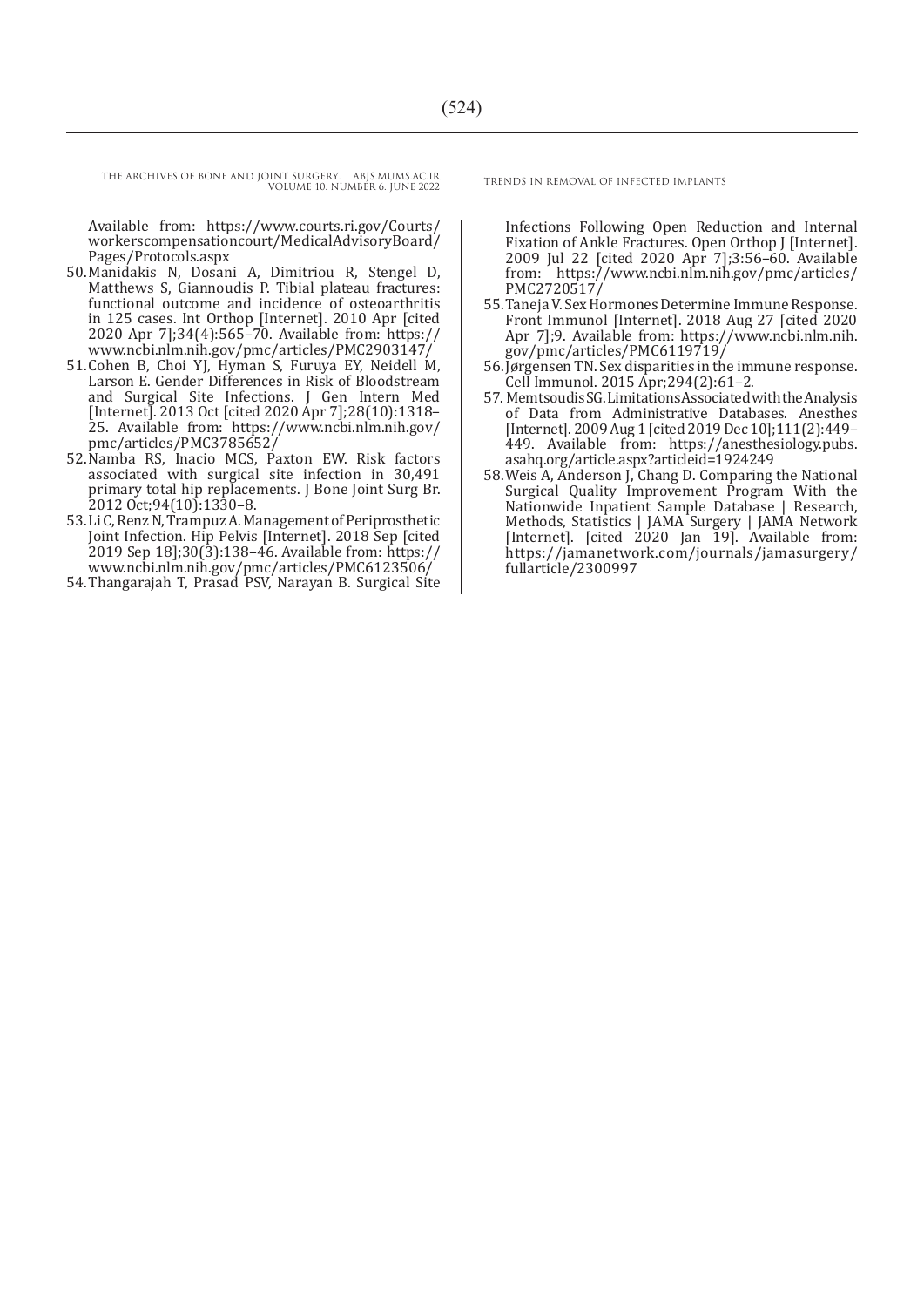Available from: https://www.courts.ri.gov/Courts/workerscompensationcourt/MedicalAdvisoryBoard/Pages/Protocols.aspx

50. Manidakis N, Dosani A, Dimitriou R, Stengel D, Matthews S, Giannoudis P. Tibial plateau fractures: functional outcome and incidence of osteoarthritis in 125 cases. Int Orthop [Internet]. 2010 Apr [cited 2020 Apr 7];34(4):565–70. Available from: https://www.ncbi.nlm.nih.gov/pmc/articles/PMC2903147/
51. Cohen B, Choi YJ, Hyman S, Furuya EY, Neidell M, Larson E. Gender Differences in Risk of Bloodstream and Surgical Site Infections. J Gen Intern Med [Internet]. 2013 Oct [cited 2020 Apr 7];28(10):1318–25. Available from: https://www.ncbi.nlm.nih.gov/pmc/articles/PMC3785652/
52. Namba RS, Inacio MCS, Paxton EW. Risk factors associated with surgical site infection in 30,491 primary total hip replacements. J Bone Joint Surg Br. 2012 Oct;94(10):1330–8.
53. Li C, Renz N, Trampuz A. Management of Periprosthetic Joint Infection. Hip Pelvis [Internet]. 2018 Sep [cited 2019 Sep 18];30(3):138–46. Available from: https://www.ncbi.nlm.nih.gov/pmc/articles/PMC6123506/
54. Thangarajah T, Prasad PSV, Narayan B. Surgical Site Infections Following Open Reduction and Internal Fixation of Ankle Fractures. Open Orthop J [Internet]. 2009 Jul 22 [cited 2020 Apr 7];3:56–60. Available from: https://www.ncbi.nlm.nih.gov/pmc/articles/PMC2720517/
55. Taneja V. Sex Hormones Determine Immune Response. Front Immunol [Internet]. 2018 Aug 27 [cited 2020 Apr 7];9. Available from: https://www.ncbi.nlm.nih.gov/pmc/articles/PMC6119719/
56. Jørgensen TN. Sex disparities in the immune response. Cell Immunol. 2015 Apr;294(2):61–2.
57. Memtsoudis SG. Limitations Associated with the Analysis of Data from Administrative Databases. Anesthes [Internet]. 2009 Aug 1 [cited 2019 Dec 10];111(2):449–449. Available from: https://anesthesiology.pubs.asahq.org/article.aspx?articleid=1924249
58. Weis A, Anderson J, Chang D. Comparing the National Surgical Quality Improvement Program With the Nationwide Inpatient Sample Database | Research, Methods, Statistics | JAMA Surgery | JAMA Network [Internet]. [cited 2020 Jan 19]. Available from: https://jamanetwork.com/journals/jamasurgery/fullarticle/2300997